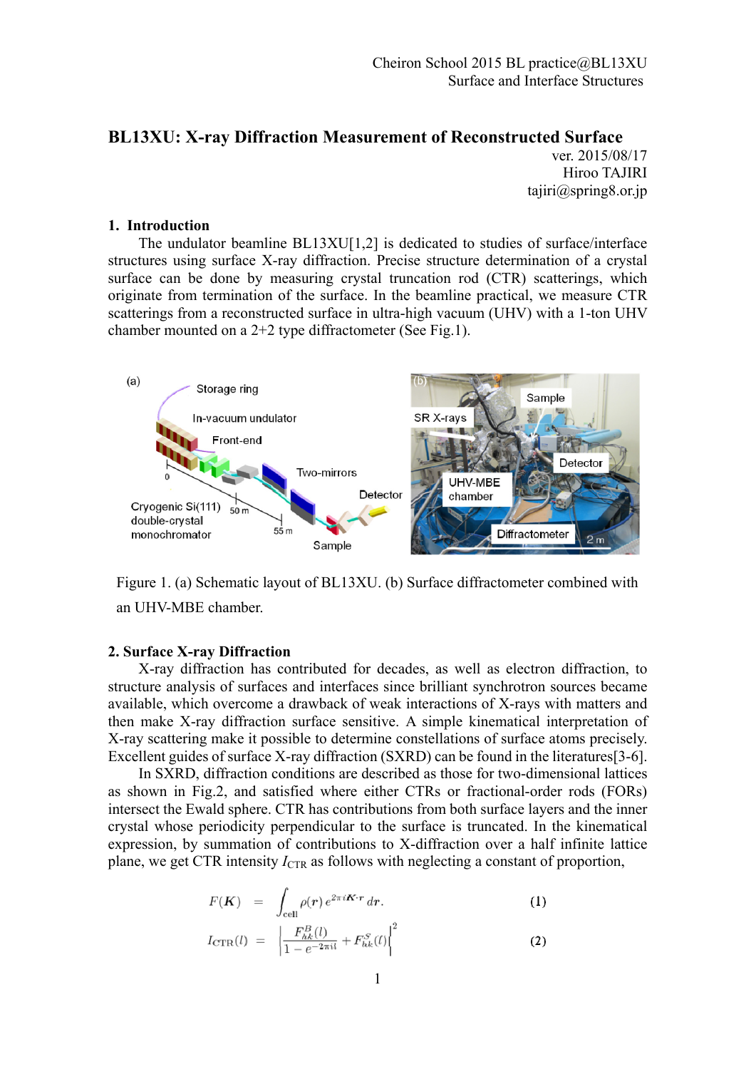Cheiron School 2015 BL practice@BL13XU
Surface and Interface Structures

# BL13XU: X-ray Diffraction Measurement of Reconstructed Surface

ver. 2015/08/17
Hiroo TAJIRI
tajiri@spring8.or.jp

## 1. Introduction

The undulator beamline BL13XU[1,2] is dedicated to studies of surface/interface structures using surface X-ray diffraction. Precise structure determination of a crystal surface can be done by measuring crystal truncation rod (CTR) scatterings, which originate from termination of the surface. In the beamline practical, we measure CTR scatterings from a reconstructed surface in ultra-high vacuum (UHV) with a 1-ton UHV chamber mounted on a 2+2 type diffractometer (See Fig.1).

Figure 1. (a) Schematic layout of BL13XU. (b) Surface diffractometer combined with an UHV-MBE chamber.

## 2. Surface X-ray Diffraction

X-ray diffraction has contributed for decades, as well as electron diffraction, to structure analysis of surfaces and interfaces since brilliant synchrotron sources became available, which overcome a drawback of weak interactions of X-rays with matters and then make X-ray diffraction surface sensitive. A simple kinematical interpretation of X-ray scattering make it possible to determine constellations of surface atoms precisely. Excellent guides of surface X-ray diffraction (SXRD) can be found in the literatures[3-6].

In SXRD, diffraction conditions are described as those for two-dimensional lattices as shown in Fig.2, and satisfied where either CTRs or fractional-order rods (FORs) intersect the Ewald sphere. CTR has contributions from both surface layers and the inner crystal whose periodicity perpendicular to the surface is truncated. In the kinematical expression, by summation of contributions to X-diffraction over a half infinite lattice plane, we get CTR intensity $I_{\mathrm{CTR}}$ as follows with neglecting a constant of proportion,

$$F(\boldsymbol{K}) = \int_{\mathrm{cell}} \rho(\boldsymbol{r})\, e^{2\pi i \boldsymbol{K}\cdot\boldsymbol{r}}\, d\boldsymbol{r}. \tag{1}$$

$$I_{\mathrm{CTR}}(l) = \left| \frac{F^{B}_{hk}(l)}{1 - e^{-2\pi i l}} + F^{S}_{hk}(l) \right|^2 \tag{2}$$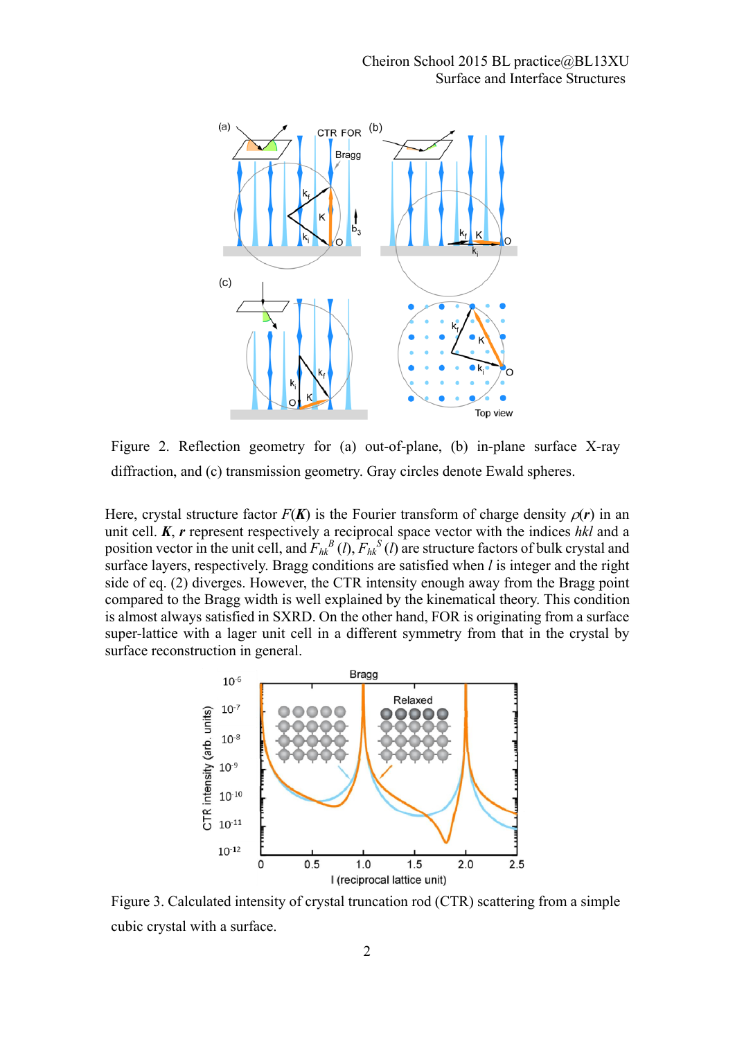Figure 2. Reflection geometry for (a) out-of-plane, (b) in-plane surface X-ray diffraction, and (c) transmission geometry. Gray circles denote Ewald spheres.

Here, crystal structure factor $F(\boldsymbol{K})$ is the Fourier transform of charge density $\rho(\boldsymbol{r})$ in an unit cell. $\boldsymbol{K}$, $\boldsymbol{r}$ represent respectively a reciprocal space vector with the indices $hkl$ and a position vector in the unit cell, and $F_{hk}^{B}(l)$, $F_{hk}^{S}(l)$ are structure factors of bulk crystal and surface layers, respectively. Bragg conditions are satisfied when $l$ is integer and the right side of eq. (2) diverges. However, the CTR intensity enough away from the Bragg point compared to the Bragg width is well explained by the kinematical theory. This condition is almost always satisfied in SXRD. On the other hand, FOR is originating from a surface super-lattice with a lager unit cell in a different symmetry from that in the crystal by surface reconstruction in general.

Figure 3. Calculated intensity of crystal truncation rod (CTR) scattering from a simple cubic crystal with a surface.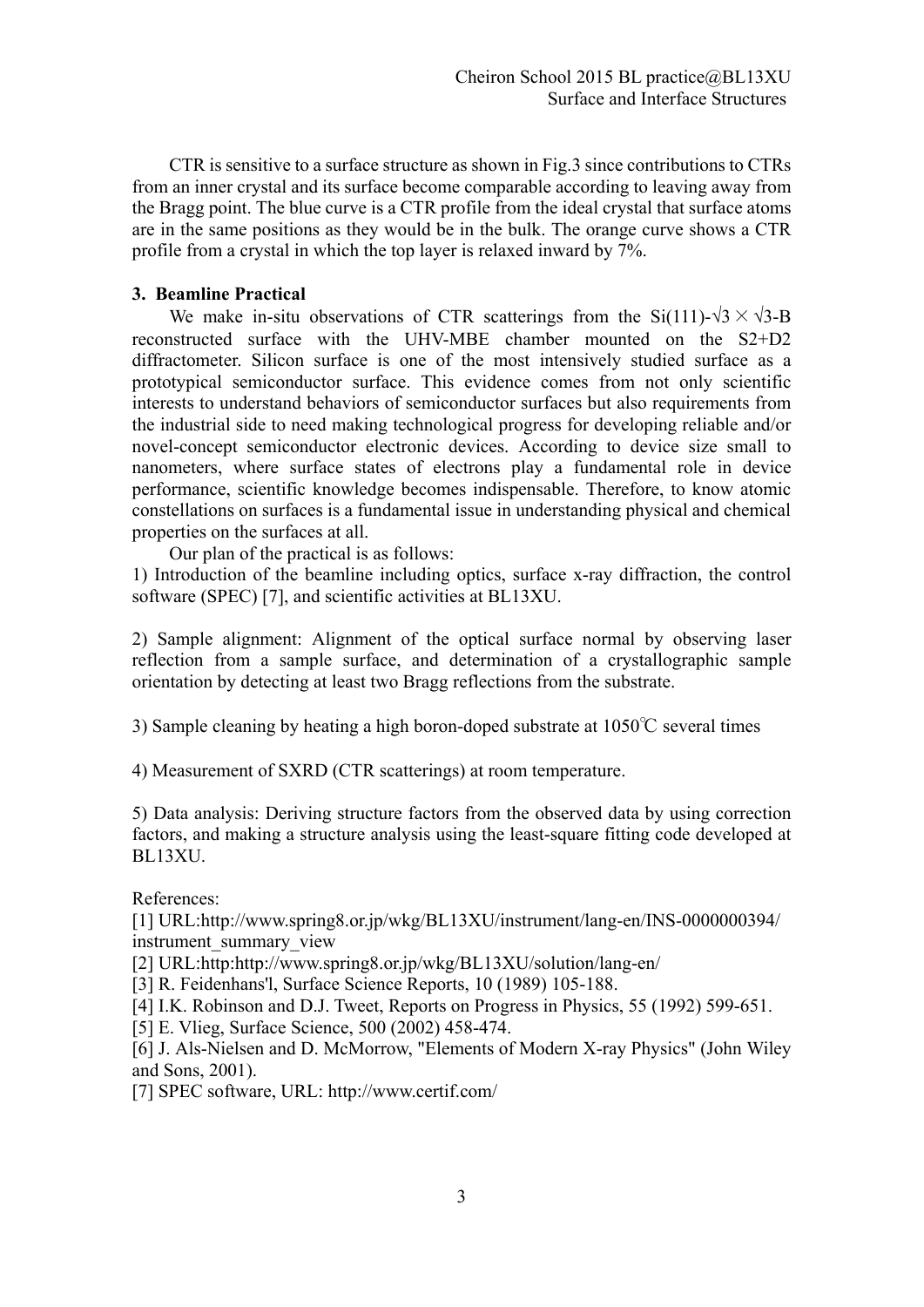CTR is sensitive to a surface structure as shown in Fig.3 since contributions to CTRs from an inner crystal and its surface become comparable according to leaving away from the Bragg point. The blue curve is a CTR profile from the ideal crystal that surface atoms are in the same positions as they would be in the bulk. The orange curve shows a CTR profile from a crystal in which the top layer is relaxed inward by 7%.

### 3. Beamline Practical

We make in-situ observations of CTR scatterings from the Si(111)-$\sqrt{3} \times \sqrt{3}$-B reconstructed surface with the UHV-MBE chamber mounted on the S2+D2 diffractometer. Silicon surface is one of the most intensively studied surface as a prototypical semiconductor surface. This evidence comes from not only scientific interests to understand behaviors of semiconductor surfaces but also requirements from the industrial side to need making technological progress for developing reliable and/or novel-concept semiconductor electronic devices. According to device size small to nanometers, where surface states of electrons play a fundamental role in device performance, scientific knowledge becomes indispensable. Therefore, to know atomic constellations on surfaces is a fundamental issue in understanding physical and chemical properties on the surfaces at all.

Our plan of the practical is as follows:

1) Introduction of the beamline including optics, surface x-ray diffraction, the control software (SPEC) [7], and scientific activities at BL13XU.

2) Sample alignment: Alignment of the optical surface normal by observing laser reflection from a sample surface, and determination of a crystallographic sample orientation by detecting at least two Bragg reflections from the substrate.

3) Sample cleaning by heating a high boron-doped substrate at 1050℃ several times

4) Measurement of SXRD (CTR scatterings) at room temperature.

5) Data analysis: Deriving structure factors from the observed data by using correction factors, and making a structure analysis using the least-square fitting code developed at BL13XU.

References:

[1] URL:http://www.spring8.or.jp/wkg/BL13XU/instrument/lang-en/INS-0000000394/instrument_summary_view

[2] URL:http:http://www.spring8.or.jp/wkg/BL13XU/solution/lang-en/

[3] R. Feidenhans'l, Surface Science Reports, 10 (1989) 105-188.

[4] I.K. Robinson and D.J. Tweet, Reports on Progress in Physics, 55 (1992) 599-651.

[5] E. Vlieg, Surface Science, 500 (2002) 458-474.

[6] J. Als-Nielsen and D. McMorrow, "Elements of Modern X-ray Physics" (John Wiley and Sons, 2001).

[7] SPEC software, URL: http://www.certif.com/